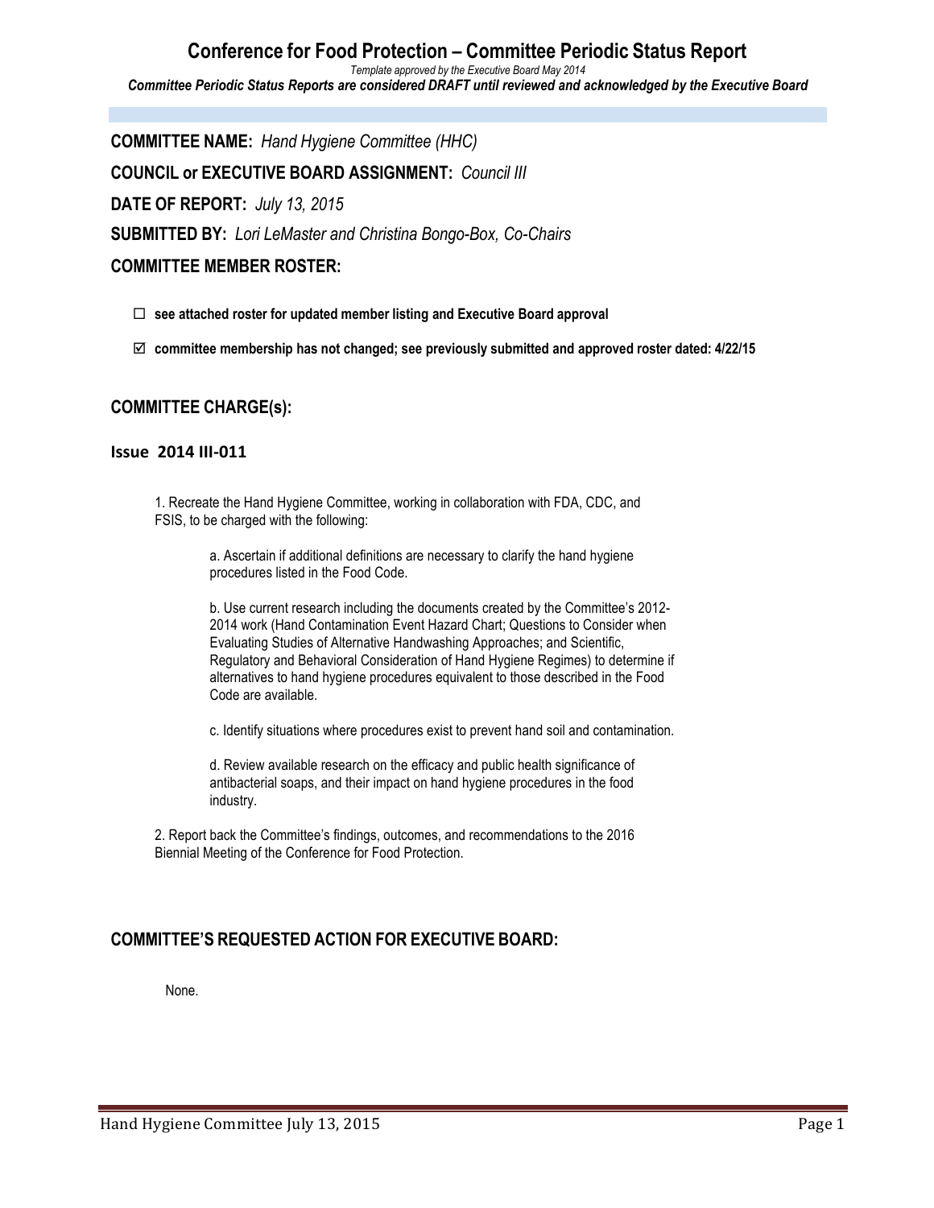# Conference for Food Protection – Committee Periodic Status Report

*Template approved by the Executive Board May 2014*

***Committee Periodic Status Reports are considered DRAFT until reviewed and acknowledged by the Executive Board***

**COMMITTEE NAME:** *Hand Hygiene Committee (HHC)*

**COUNCIL or EXECUTIVE BOARD ASSIGNMENT:** *Council III*

**DATE OF REPORT:** *July 13, 2015*

**SUBMITTED BY:** *Lori LeMaster and Christina Bongo-Box, Co-Chairs*

## COMMITTEE MEMBER ROSTER:

- ☐ **see attached roster for updated member listing and Executive Board approval**
- ☑ **committee membership has not changed; see previously submitted and approved roster dated: 4/22/15**

## COMMITTEE CHARGE(s):

### Issue 2014 III-011

1. Recreate the Hand Hygiene Committee, working in collaboration with FDA, CDC, and FSIS, to be charged with the following:

   a. Ascertain if additional definitions are necessary to clarify the hand hygiene procedures listed in the Food Code.

   b. Use current research including the documents created by the Committee's 2012-2014 work (Hand Contamination Event Hazard Chart; Questions to Consider when Evaluating Studies of Alternative Handwashing Approaches; and Scientific, Regulatory and Behavioral Consideration of Hand Hygiene Regimes) to determine if alternatives to hand hygiene procedures equivalent to those described in the Food Code are available.

   c. Identify situations where procedures exist to prevent hand soil and contamination.

   d. Review available research on the efficacy and public health significance of antibacterial soaps, and their impact on hand hygiene procedures in the food industry.

2. Report back the Committee's findings, outcomes, and recommendations to the 2016 Biennial Meeting of the Conference for Food Protection.

## COMMITTEE'S REQUESTED ACTION FOR EXECUTIVE BOARD:

None.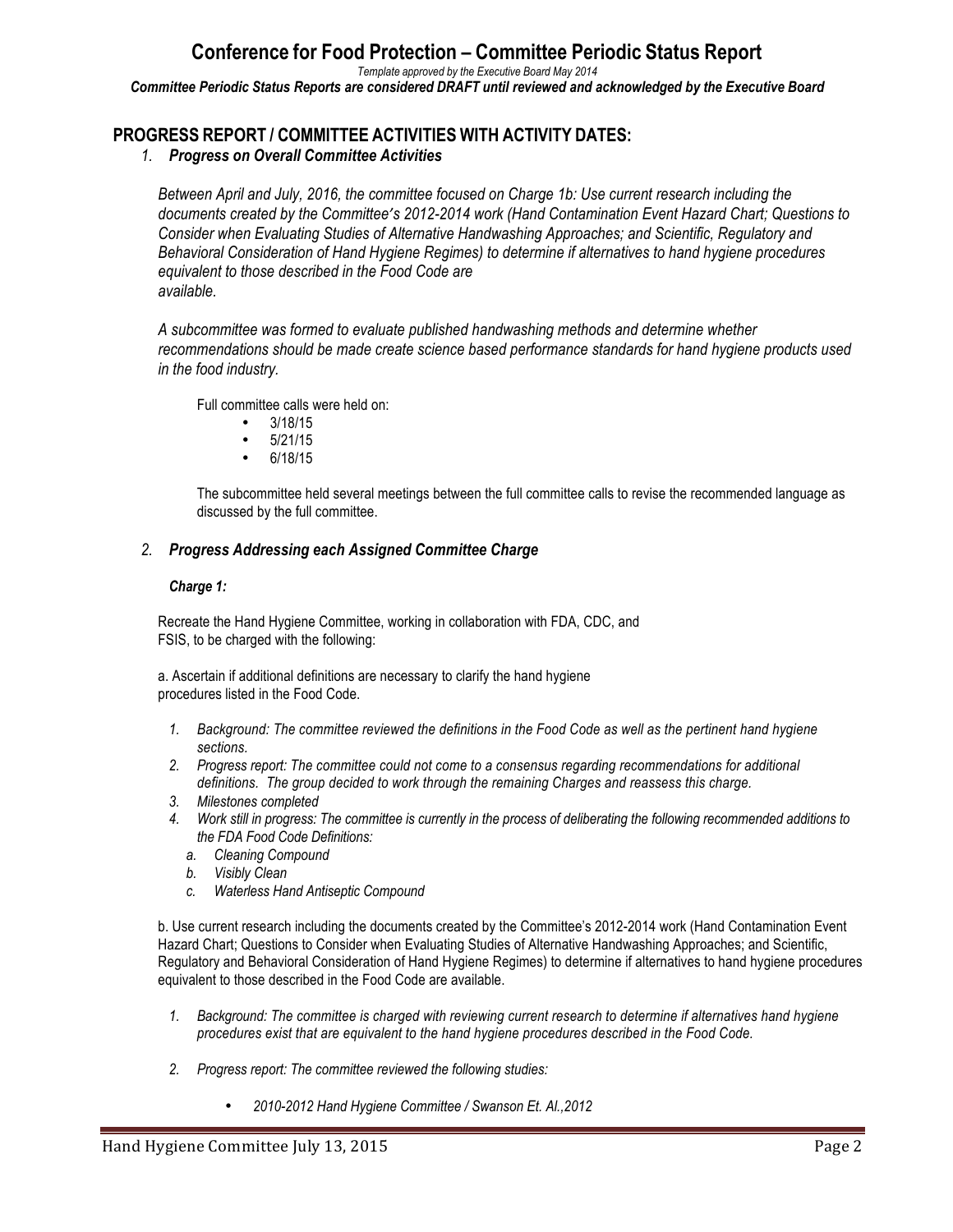# Conference for Food Protection – Committee Periodic Status Report

*Template approved by the Executive Board May 2014*

***Committee Periodic Status Reports are considered DRAFT until reviewed and acknowledged by the Executive Board***

## PROGRESS REPORT / COMMITTEE ACTIVITIES WITH ACTIVITY DATES:

### 1. *Progress on Overall Committee Activities*

*Between April and July, 2016, the committee focused on Charge 1b: Use current research including the documents created by the Committee's 2012-2014 work (Hand Contamination Event Hazard Chart; Questions to Consider when Evaluating Studies of Alternative Handwashing Approaches; and Scientific, Regulatory and Behavioral Consideration of Hand Hygiene Regimes) to determine if alternatives to hand hygiene procedures equivalent to those described in the Food Code are available.*

*A subcommittee was formed to evaluate published handwashing methods and determine whether recommendations should be made create science based performance standards for hand hygiene products used in the food industry.*

Full committee calls were held on:

- 3/18/15
- 5/21/15
- 6/18/15

The subcommittee held several meetings between the full committee calls to revise the recommended language as discussed by the full committee.

### 2. *Progress Addressing each Assigned Committee Charge*

***Charge 1:***

Recreate the Hand Hygiene Committee, working in collaboration with FDA, CDC, and FSIS, to be charged with the following:

a. Ascertain if additional definitions are necessary to clarify the hand hygiene procedures listed in the Food Code.

1. *Background: The committee reviewed the definitions in the Food Code as well as the pertinent hand hygiene sections.*
2. *Progress report: The committee could not come to a consensus regarding recommendations for additional definitions. The group decided to work through the remaining Charges and reassess this charge.*
3. *Milestones completed*
4. *Work still in progress: The committee is currently in the process of deliberating the following recommended additions to the FDA Food Code Definitions:*
   a. *Cleaning Compound*
   b. *Visibly Clean*
   c. *Waterless Hand Antiseptic Compound*

b. Use current research including the documents created by the Committee's 2012-2014 work (Hand Contamination Event Hazard Chart; Questions to Consider when Evaluating Studies of Alternative Handwashing Approaches; and Scientific, Regulatory and Behavioral Consideration of Hand Hygiene Regimes) to determine if alternatives to hand hygiene procedures equivalent to those described in the Food Code are available.

1. *Background: The committee is charged with reviewing current research to determine if alternatives hand hygiene procedures exist that are equivalent to the hand hygiene procedures described in the Food Code.*
2. *Progress report: The committee reviewed the following studies:*
   - *2010-2012 Hand Hygiene Committee / Swanson Et. Al.,2012*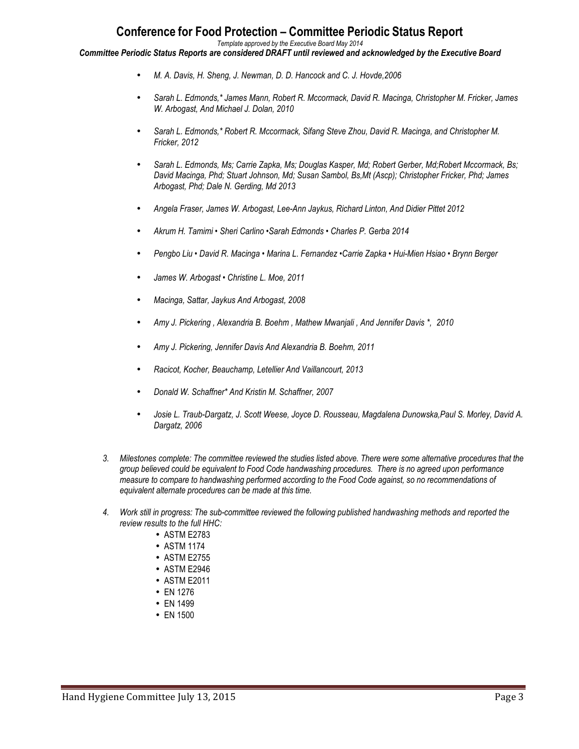- *M. A. Davis, H. Sheng, J. Newman, D. D. Hancock and C. J. Hovde,2006*
- *Sarah L. Edmonds,* James Mann, Robert R. Mccormack, David R. Macinga, Christopher M. Fricker, James W. Arbogast, And Michael J. Dolan, 2010*
- *Sarah L. Edmonds,* Robert R. Mccormack, Sifang Steve Zhou, David R. Macinga, and Christopher M. Fricker, 2012*
- *Sarah L. Edmonds, Ms; Carrie Zapka, Ms; Douglas Kasper, Md; Robert Gerber, Md;Robert Mccormack, Bs; David Macinga, Phd; Stuart Johnson, Md; Susan Sambol, Bs,Mt (Ascp); Christopher Fricker, Phd; James Arbogast, Phd; Dale N. Gerding, Md 2013*
- *Angela Fraser, James W. Arbogast, Lee-Ann Jaykus, Richard Linton, And Didier Pittet 2012*
- *Akrum H. Tamimi • Sheri Carlino •Sarah Edmonds • Charles P. Gerba 2014*
- *Pengbo Liu • David R. Macinga • Marina L. Fernandez •Carrie Zapka • Hui-Mien Hsiao • Brynn Berger*
- *James W. Arbogast • Christine L. Moe, 2011*
- *Macinga, Sattar, Jaykus And Arbogast, 2008*
- *Amy J. Pickering , Alexandria B. Boehm , Mathew Mwanjali , And Jennifer Davis *, 2010*
- *Amy J. Pickering, Jennifer Davis And Alexandria B. Boehm, 2011*
- *Racicot, Kocher, Beauchamp, Letellier And Vaillancourt, 2013*
- *Donald W. Schaffner* And Kristin M. Schaffner, 2007*
- *Josie L. Traub-Dargatz, J. Scott Weese, Joyce D. Rousseau, Magdalena Dunowska,Paul S. Morley, David A. Dargatz, 2006*

3. *Milestones complete: The committee reviewed the studies listed above. There were some alternative procedures that the group believed could be equivalent to Food Code handwashing procedures. There is no agreed upon performance measure to compare to handwashing performed according to the Food Code against, so no recommendations of equivalent alternate procedures can be made at this time.*

4. *Work still in progress: The sub-committee reviewed the following published handwashing methods and reported the review results to the full HHC:*
   - ASTM E2783
   - ASTM 1174
   - ASTM E2755
   - ASTM E2946
   - ASTM E2011
   - EN 1276
   - EN 1499
   - EN 1500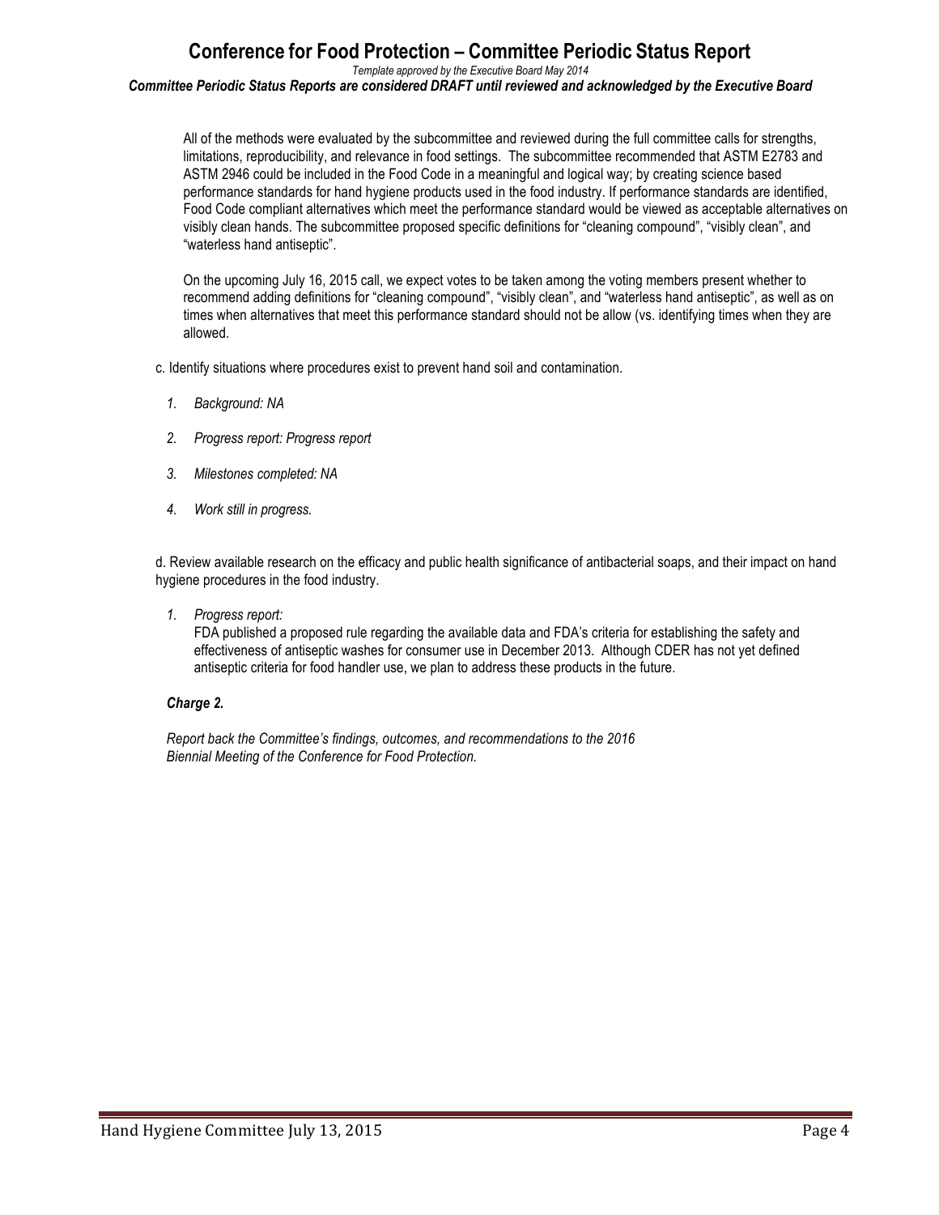All of the methods were evaluated by the subcommittee and reviewed during the full committee calls for strengths, limitations, reproducibility, and relevance in food settings. The subcommittee recommended that ASTM E2783 and ASTM 2946 could be included in the Food Code in a meaningful and logical way; by creating science based performance standards for hand hygiene products used in the food industry. If performance standards are identified, Food Code compliant alternatives which meet the performance standard would be viewed as acceptable alternatives on visibly clean hands. The subcommittee proposed specific definitions for "cleaning compound", "visibly clean", and "waterless hand antiseptic".

On the upcoming July 16, 2015 call, we expect votes to be taken among the voting members present whether to recommend adding definitions for "cleaning compound", "visibly clean", and "waterless hand antiseptic", as well as on times when alternatives that meet this performance standard should not be allow (vs. identifying times when they are allowed.

c. Identify situations where procedures exist to prevent hand soil and contamination.

1. *Background: NA*
2. *Progress report: Progress report*
3. *Milestones completed: NA*
4. *Work still in progress.*

d. Review available research on the efficacy and public health significance of antibacterial soaps, and their impact on hand hygiene procedures in the food industry.

1. *Progress report:*
   FDA published a proposed rule regarding the available data and FDA's criteria for establishing the safety and effectiveness of antiseptic washes for consumer use in December 2013. Although CDER has not yet defined antiseptic criteria for food handler use, we plan to address these products in the future.

***Charge 2.***

*Report back the Committee's findings, outcomes, and recommendations to the 2016 Biennial Meeting of the Conference for Food Protection.*